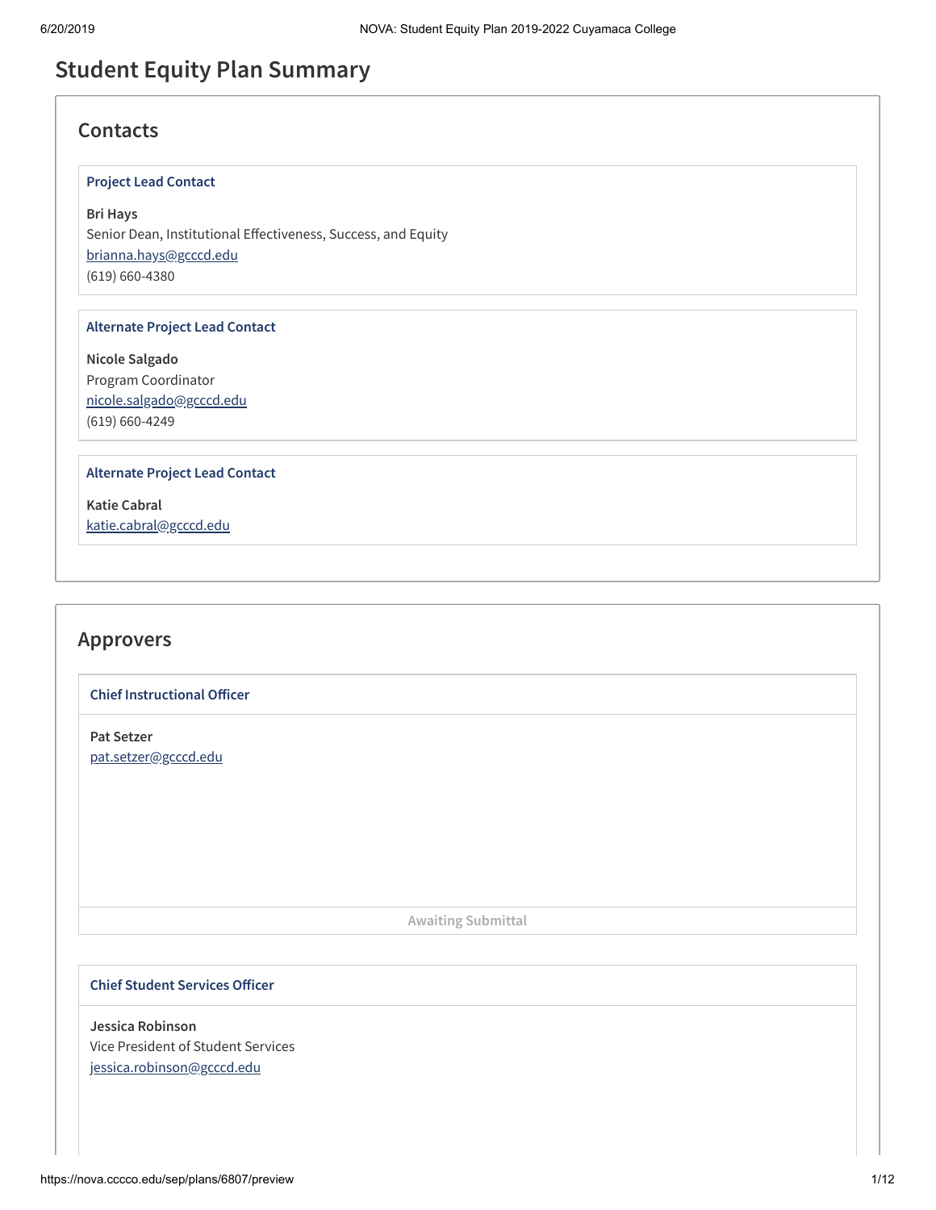# Student Equity Plan Summary

## Contacts

### Project Lead Contact

**Bri Hays**
Senior Dean, Institutional Effectiveness, Success, and Equity
brianna.hays@gcccd.edu
(619) 660-4380

### Alternate Project Lead Contact

**Nicole Salgado**
Program Coordinator
nicole.salgado@gcccd.edu
(619) 660-4249

### Alternate Project Lead Contact

**Katie Cabral**
katie.cabral@gcccd.edu

## Approvers

### Chief Instructional Officer

**Pat Setzer**
pat.setzer@gcccd.edu

Awaiting Submittal

### Chief Student Services Officer

**Jessica Robinson**
Vice President of Student Services
jessica.robinson@gcccd.edu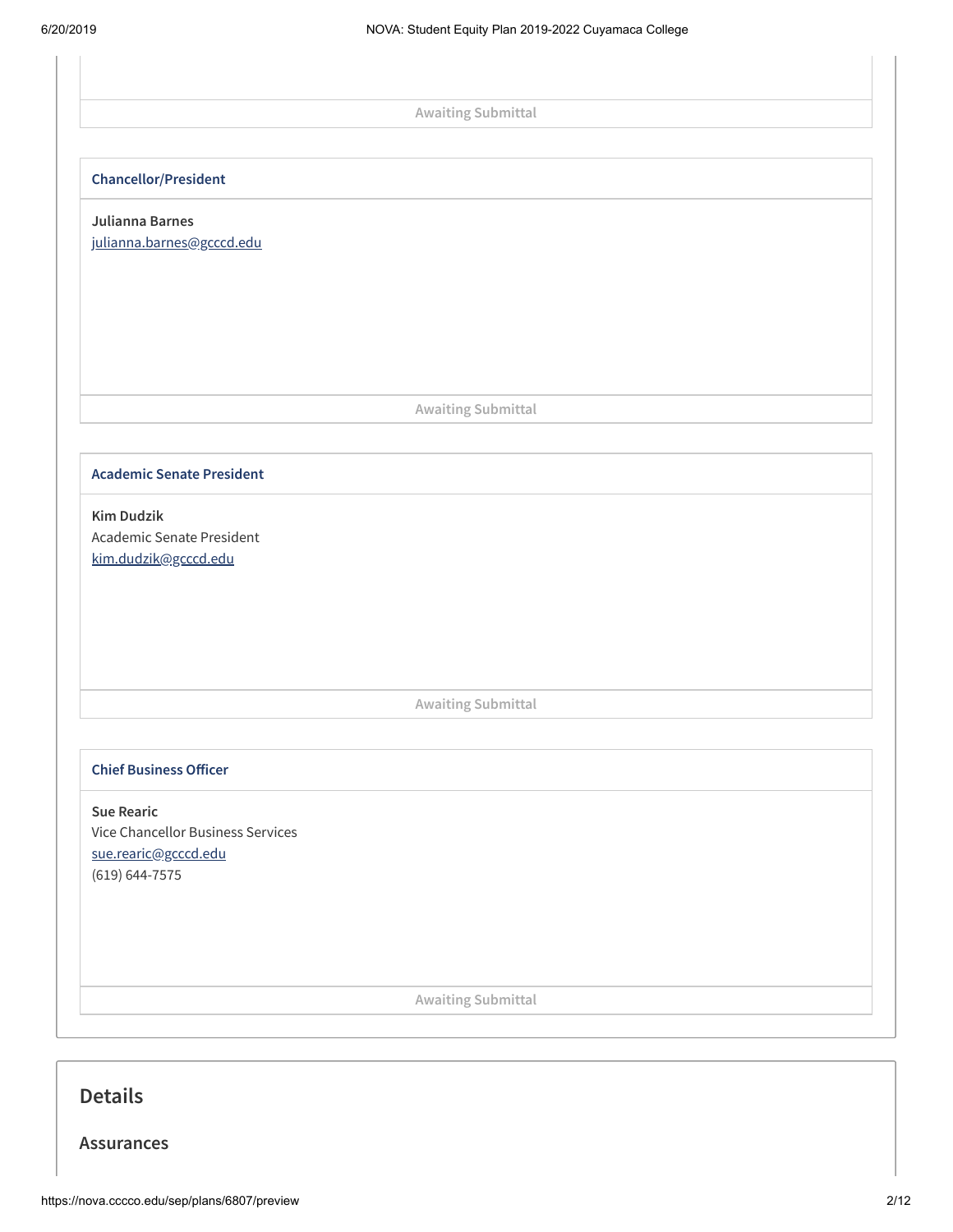Awaiting Submittal

### Chancellor/President

**Julianna Barnes**
julianna.barnes@gcccd.edu

Awaiting Submittal

### Academic Senate President

**Kim Dudzik**
Academic Senate President
kim.dudzik@gcccd.edu

Awaiting Submittal

### Chief Business Officer

**Sue Rearic**
Vice Chancellor Business Services
sue.rearic@gcccd.edu
(619) 644-7575

Awaiting Submittal

## Details

### Assurances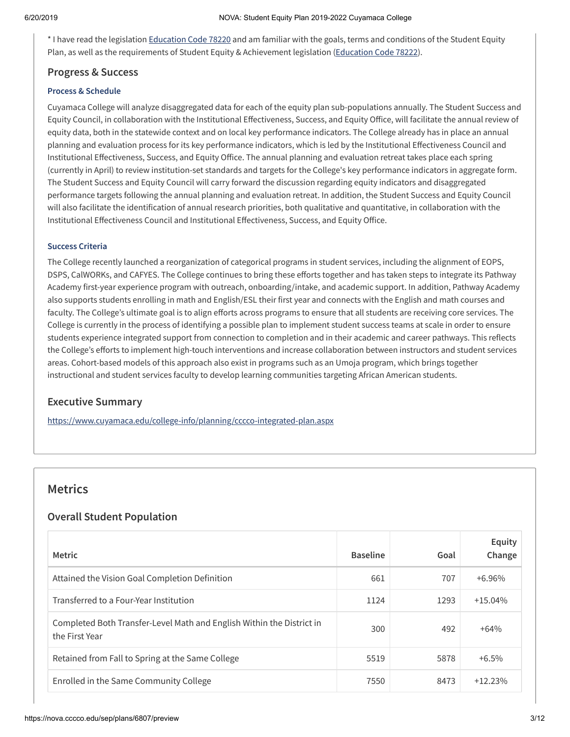* I have read the legislation Education Code 78220 and am familiar with the goals, terms and conditions of the Student Equity Plan, as well as the requirements of Student Equity & Achievement legislation (Education Code 78222).

## Progress & Success

### Process & Schedule

Cuyamaca College will analyze disaggregated data for each of the equity plan sub-populations annually. The Student Success and Equity Council, in collaboration with the Institutional Effectiveness, Success, and Equity Office, will facilitate the annual review of equity data, both in the statewide context and on local key performance indicators. The College already has in place an annual planning and evaluation process for its key performance indicators, which is led by the Institutional Effectiveness Council and Institutional Effectiveness, Success, and Equity Office. The annual planning and evaluation retreat takes place each spring (currently in April) to review institution-set standards and targets for the College's key performance indicators in aggregate form. The Student Success and Equity Council will carry forward the discussion regarding equity indicators and disaggregated performance targets following the annual planning and evaluation retreat. In addition, the Student Success and Equity Council will also facilitate the identification of annual research priorities, both qualitative and quantitative, in collaboration with the Institutional Effectiveness Council and Institutional Effectiveness, Success, and Equity Office.

### Success Criteria

The College recently launched a reorganization of categorical programs in student services, including the alignment of EOPS, DSPS, CalWORKs, and CAFYES. The College continues to bring these efforts together and has taken steps to integrate its Pathway Academy first-year experience program with outreach, onboarding/intake, and academic support. In addition, Pathway Academy also supports students enrolling in math and English/ESL their first year and connects with the English and math courses and faculty. The College's ultimate goal is to align efforts across programs to ensure that all students are receiving core services. The College is currently in the process of identifying a possible plan to implement student success teams at scale in order to ensure students experience integrated support from connection to completion and in their academic and career pathways. This reflects the College's efforts to implement high-touch interventions and increase collaboration between instructors and student services areas. Cohort-based models of this approach also exist in programs such as an Umoja program, which brings together instructional and student services faculty to develop learning communities targeting African American students.

## Executive Summary

https://www.cuyamaca.edu/college-info/planning/cccco-integrated-plan.aspx

# Metrics

## Overall Student Population

| Metric | Baseline | Goal | Equity Change |
|---|---|---|---|
| Attained the Vision Goal Completion Definition | 661 | 707 | +6.96% |
| Transferred to a Four-Year Institution | 1124 | 1293 | +15.04% |
| Completed Both Transfer-Level Math and English Within the District in the First Year | 300 | 492 | +64% |
| Retained from Fall to Spring at the Same College | 5519 | 5878 | +6.5% |
| Enrolled in the Same Community College | 7550 | 8473 | +12.23% |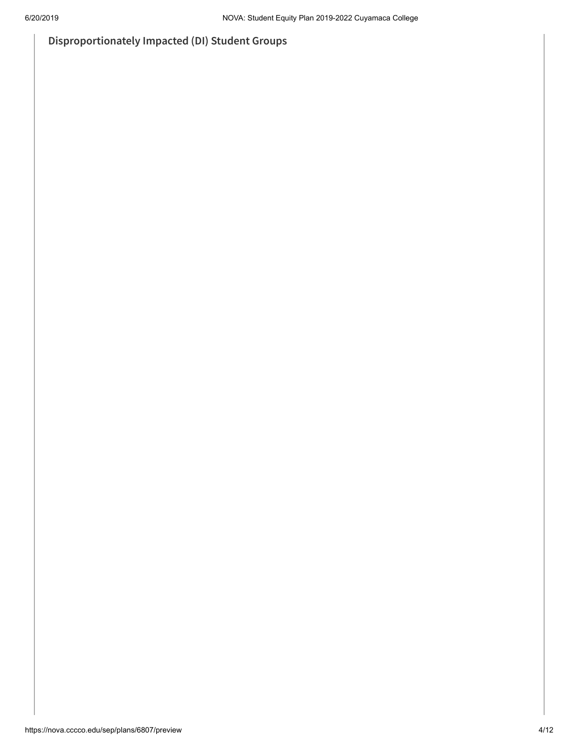## Disproportionately Impacted (DI) Student Groups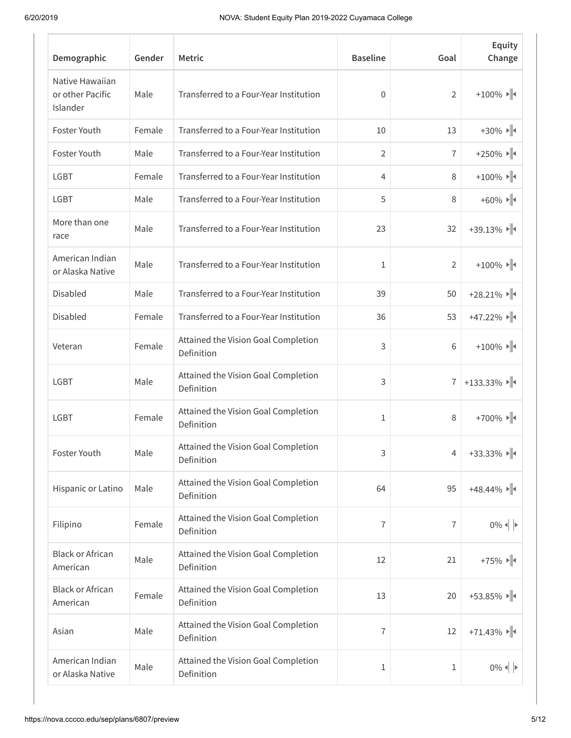| Demographic | Gender | Metric | Baseline | Goal | Equity Change |
|---|---|---|---|---|---|
| Native Hawaiian or other Pacific Islander | Male | Transferred to a Four-Year Institution | 0 | 2 | +100% |
| Foster Youth | Female | Transferred to a Four-Year Institution | 10 | 13 | +30% |
| Foster Youth | Male | Transferred to a Four-Year Institution | 2 | 7 | +250% |
| LGBT | Female | Transferred to a Four-Year Institution | 4 | 8 | +100% |
| LGBT | Male | Transferred to a Four-Year Institution | 5 | 8 | +60% |
| More than one race | Male | Transferred to a Four-Year Institution | 23 | 32 | +39.13% |
| American Indian or Alaska Native | Male | Transferred to a Four-Year Institution | 1 | 2 | +100% |
| Disabled | Male | Transferred to a Four-Year Institution | 39 | 50 | +28.21% |
| Disabled | Female | Transferred to a Four-Year Institution | 36 | 53 | +47.22% |
| Veteran | Female | Attained the Vision Goal Completion Definition | 3 | 6 | +100% |
| LGBT | Male | Attained the Vision Goal Completion Definition | 3 | 7 | +133.33% |
| LGBT | Female | Attained the Vision Goal Completion Definition | 1 | 8 | +700% |
| Foster Youth | Male | Attained the Vision Goal Completion Definition | 3 | 4 | +33.33% |
| Hispanic or Latino | Male | Attained the Vision Goal Completion Definition | 64 | 95 | +48.44% |
| Filipino | Female | Attained the Vision Goal Completion Definition | 7 | 7 | 0% |
| Black or African American | Male | Attained the Vision Goal Completion Definition | 12 | 21 | +75% |
| Black or African American | Female | Attained the Vision Goal Completion Definition | 13 | 20 | +53.85% |
| Asian | Male | Attained the Vision Goal Completion Definition | 7 | 12 | +71.43% |
| American Indian or Alaska Native | Male | Attained the Vision Goal Completion Definition | 1 | 1 | 0% |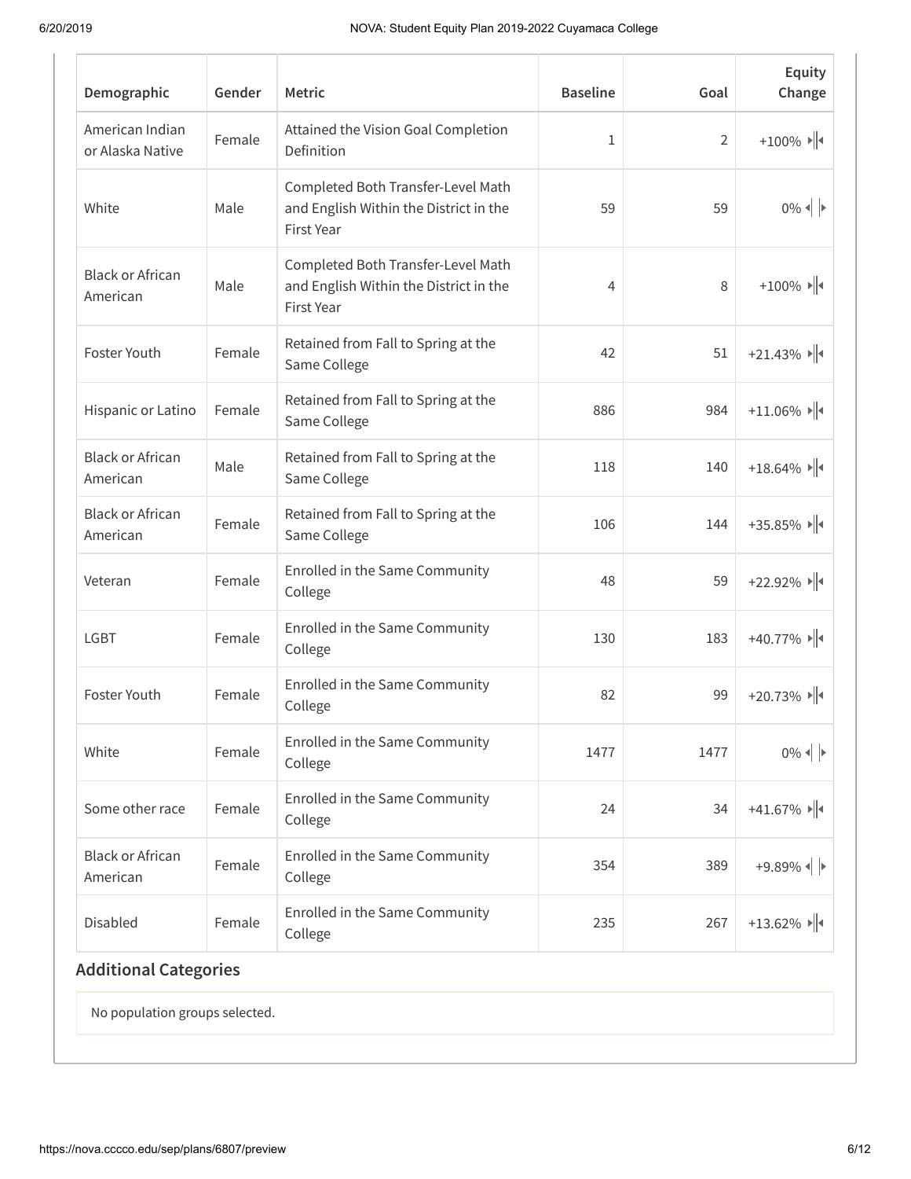| Demographic | Gender | Metric | Baseline | Goal | Equity Change |
| --- | --- | --- | --- | --- | --- |
| American Indian or Alaska Native | Female | Attained the Vision Goal Completion Definition | 1 | 2 | +100% |
| White | Male | Completed Both Transfer-Level Math and English Within the District in the First Year | 59 | 59 | 0% |
| Black or African American | Male | Completed Both Transfer-Level Math and English Within the District in the First Year | 4 | 8 | +100% |
| Foster Youth | Female | Retained from Fall to Spring at the Same College | 42 | 51 | +21.43% |
| Hispanic or Latino | Female | Retained from Fall to Spring at the Same College | 886 | 984 | +11.06% |
| Black or African American | Male | Retained from Fall to Spring at the Same College | 118 | 140 | +18.64% |
| Black or African American | Female | Retained from Fall to Spring at the Same College | 106 | 144 | +35.85% |
| Veteran | Female | Enrolled in the Same Community College | 48 | 59 | +22.92% |
| LGBT | Female | Enrolled in the Same Community College | 130 | 183 | +40.77% |
| Foster Youth | Female | Enrolled in the Same Community College | 82 | 99 | +20.73% |
| White | Female | Enrolled in the Same Community College | 1477 | 1477 | 0% |
| Some other race | Female | Enrolled in the Same Community College | 24 | 34 | +41.67% |
| Black or African American | Female | Enrolled in the Same Community College | 354 | 389 | +9.89% |
| Disabled | Female | Enrolled in the Same Community College | 235 | 267 | +13.62% |

## Additional Categories

No population groups selected.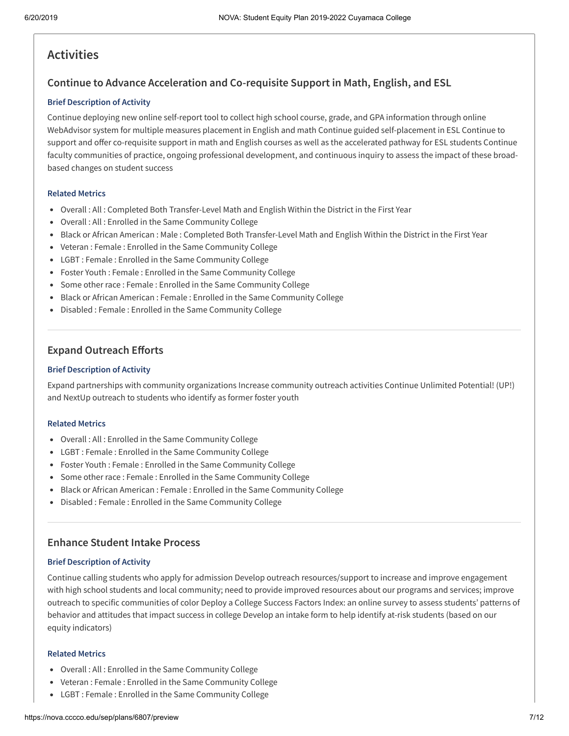## Activities

### Continue to Advance Acceleration and Co-requisite Support in Math, English, and ESL

#### Brief Description of Activity

Continue deploying new online self-report tool to collect high school course, grade, and GPA information through online WebAdvisor system for multiple measures placement in English and math Continue guided self-placement in ESL Continue to support and offer co-requisite support in math and English courses as well as the accelerated pathway for ESL students Continue faculty communities of practice, ongoing professional development, and continuous inquiry to assess the impact of these broad-based changes on student success

#### Related Metrics

- Overall : All : Completed Both Transfer-Level Math and English Within the District in the First Year
- Overall : All : Enrolled in the Same Community College
- Black or African American : Male : Completed Both Transfer-Level Math and English Within the District in the First Year
- Veteran : Female : Enrolled in the Same Community College
- LGBT : Female : Enrolled in the Same Community College
- Foster Youth : Female : Enrolled in the Same Community College
- Some other race : Female : Enrolled in the Same Community College
- Black or African American : Female : Enrolled in the Same Community College
- Disabled : Female : Enrolled in the Same Community College

---

### Expand Outreach Efforts

#### Brief Description of Activity

Expand partnerships with community organizations Increase community outreach activities Continue Unlimited Potential! (UP!) and NextUp outreach to students who identify as former foster youth

#### Related Metrics

- Overall : All : Enrolled in the Same Community College
- LGBT : Female : Enrolled in the Same Community College
- Foster Youth : Female : Enrolled in the Same Community College
- Some other race : Female : Enrolled in the Same Community College
- Black or African American : Female : Enrolled in the Same Community College
- Disabled : Female : Enrolled in the Same Community College

---

### Enhance Student Intake Process

#### Brief Description of Activity

Continue calling students who apply for admission Develop outreach resources/support to increase and improve engagement with high school students and local community; need to provide improved resources about our programs and services; improve outreach to specific communities of color Deploy a College Success Factors Index: an online survey to assess students' patterns of behavior and attitudes that impact success in college Develop an intake form to help identify at-risk students (based on our equity indicators)

#### Related Metrics

- Overall : All : Enrolled in the Same Community College
- Veteran : Female : Enrolled in the Same Community College
- LGBT : Female : Enrolled in the Same Community College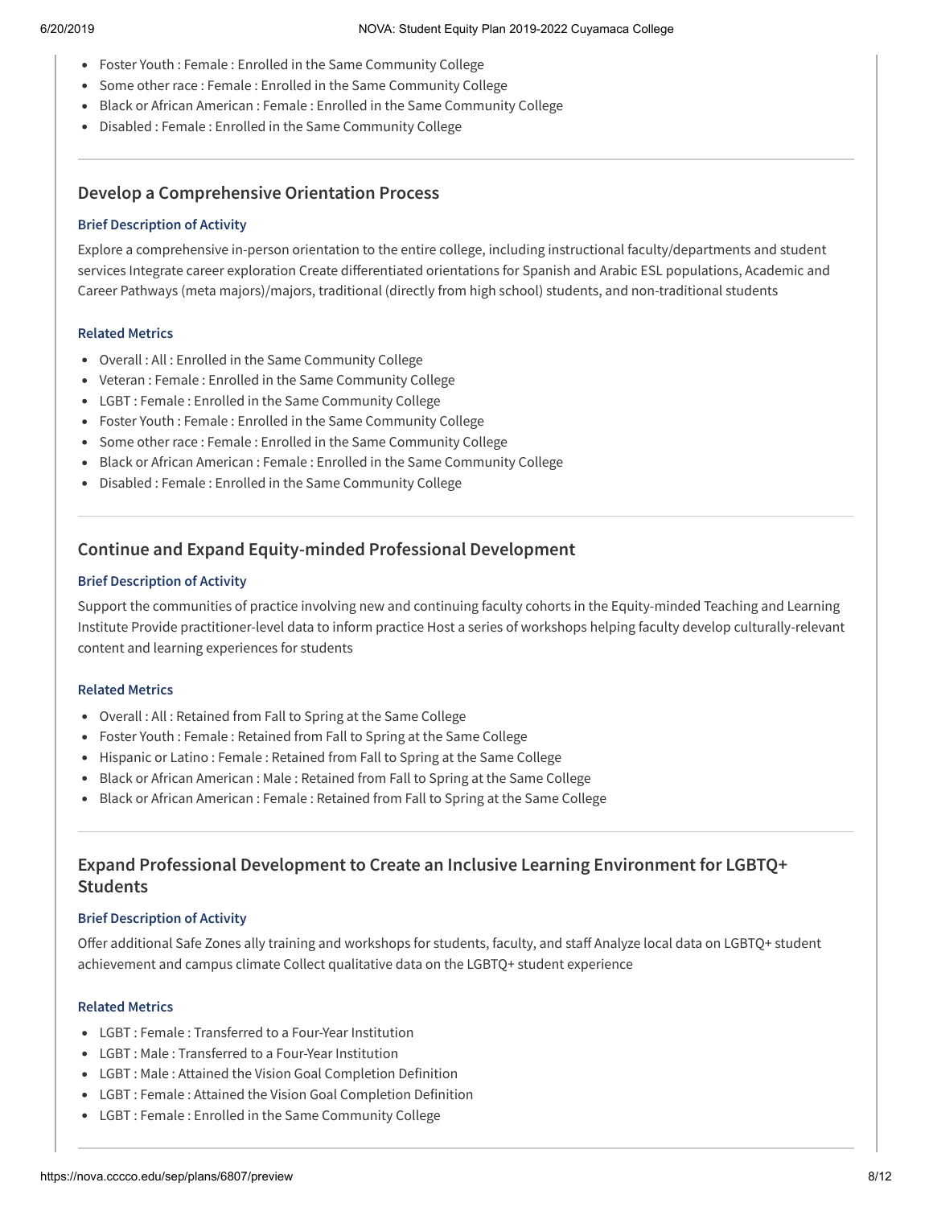- Foster Youth : Female : Enrolled in the Same Community College
- Some other race : Female : Enrolled in the Same Community College
- Black or African American : Female : Enrolled in the Same Community College
- Disabled : Female : Enrolled in the Same Community College

---

### Develop a Comprehensive Orientation Process

#### Brief Description of Activity

Explore a comprehensive in-person orientation to the entire college, including instructional faculty/departments and student services Integrate career exploration Create differentiated orientations for Spanish and Arabic ESL populations, Academic and Career Pathways (meta majors)/majors, traditional (directly from high school) students, and non-traditional students

#### Related Metrics

- Overall : All : Enrolled in the Same Community College
- Veteran : Female : Enrolled in the Same Community College
- LGBT : Female : Enrolled in the Same Community College
- Foster Youth : Female : Enrolled in the Same Community College
- Some other race : Female : Enrolled in the Same Community College
- Black or African American : Female : Enrolled in the Same Community College
- Disabled : Female : Enrolled in the Same Community College

---

### Continue and Expand Equity-minded Professional Development

#### Brief Description of Activity

Support the communities of practice involving new and continuing faculty cohorts in the Equity-minded Teaching and Learning Institute Provide practitioner-level data to inform practice Host a series of workshops helping faculty develop culturally-relevant content and learning experiences for students

#### Related Metrics

- Overall : All : Retained from Fall to Spring at the Same College
- Foster Youth : Female : Retained from Fall to Spring at the Same College
- Hispanic or Latino : Female : Retained from Fall to Spring at the Same College
- Black or African American : Male : Retained from Fall to Spring at the Same College
- Black or African American : Female : Retained from Fall to Spring at the Same College

---

### Expand Professional Development to Create an Inclusive Learning Environment for LGBTQ+ Students

#### Brief Description of Activity

Offer additional Safe Zones ally training and workshops for students, faculty, and staff Analyze local data on LGBTQ+ student achievement and campus climate Collect qualitative data on the LGBTQ+ student experience

#### Related Metrics

- LGBT : Female : Transferred to a Four-Year Institution
- LGBT : Male : Transferred to a Four-Year Institution
- LGBT : Male : Attained the Vision Goal Completion Definition
- LGBT : Female : Attained the Vision Goal Completion Definition
- LGBT : Female : Enrolled in the Same Community College

---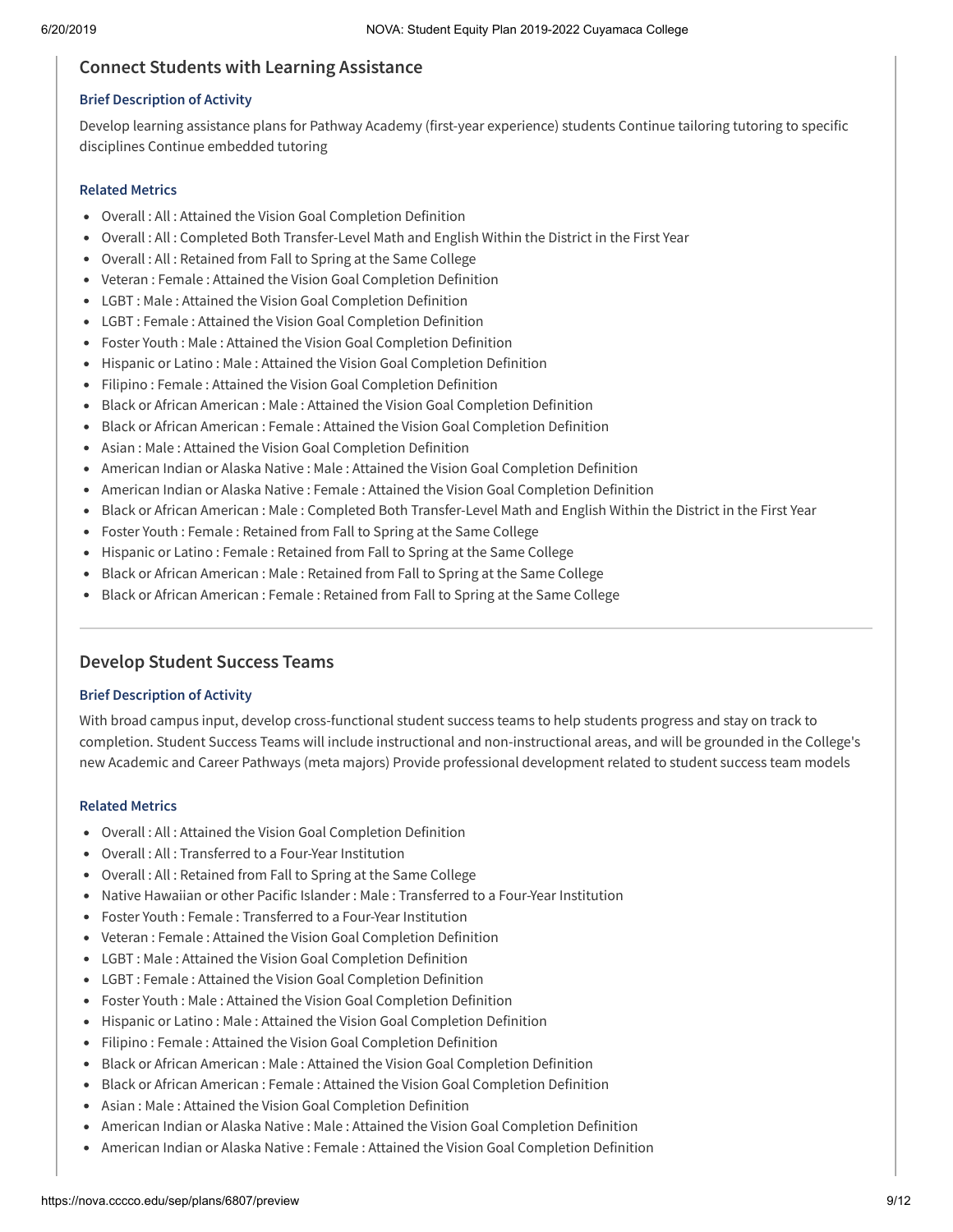## Connect Students with Learning Assistance

### Brief Description of Activity

Develop learning assistance plans for Pathway Academy (first-year experience) students Continue tailoring tutoring to specific disciplines Continue embedded tutoring

### Related Metrics

- Overall : All : Attained the Vision Goal Completion Definition
- Overall : All : Completed Both Transfer-Level Math and English Within the District in the First Year
- Overall : All : Retained from Fall to Spring at the Same College
- Veteran : Female : Attained the Vision Goal Completion Definition
- LGBT : Male : Attained the Vision Goal Completion Definition
- LGBT : Female : Attained the Vision Goal Completion Definition
- Foster Youth : Male : Attained the Vision Goal Completion Definition
- Hispanic or Latino : Male : Attained the Vision Goal Completion Definition
- Filipino : Female : Attained the Vision Goal Completion Definition
- Black or African American : Male : Attained the Vision Goal Completion Definition
- Black or African American : Female : Attained the Vision Goal Completion Definition
- Asian : Male : Attained the Vision Goal Completion Definition
- American Indian or Alaska Native : Male : Attained the Vision Goal Completion Definition
- American Indian or Alaska Native : Female : Attained the Vision Goal Completion Definition
- Black or African American : Male : Completed Both Transfer-Level Math and English Within the District in the First Year
- Foster Youth : Female : Retained from Fall to Spring at the Same College
- Hispanic or Latino : Female : Retained from Fall to Spring at the Same College
- Black or African American : Male : Retained from Fall to Spring at the Same College
- Black or African American : Female : Retained from Fall to Spring at the Same College

---

## Develop Student Success Teams

### Brief Description of Activity

With broad campus input, develop cross-functional student success teams to help students progress and stay on track to completion. Student Success Teams will include instructional and non-instructional areas, and will be grounded in the College's new Academic and Career Pathways (meta majors) Provide professional development related to student success team models

### Related Metrics

- Overall : All : Attained the Vision Goal Completion Definition
- Overall : All : Transferred to a Four-Year Institution
- Overall : All : Retained from Fall to Spring at the Same College
- Native Hawaiian or other Pacific Islander : Male : Transferred to a Four-Year Institution
- Foster Youth : Female : Transferred to a Four-Year Institution
- Veteran : Female : Attained the Vision Goal Completion Definition
- LGBT : Male : Attained the Vision Goal Completion Definition
- LGBT : Female : Attained the Vision Goal Completion Definition
- Foster Youth : Male : Attained the Vision Goal Completion Definition
- Hispanic or Latino : Male : Attained the Vision Goal Completion Definition
- Filipino : Female : Attained the Vision Goal Completion Definition
- Black or African American : Male : Attained the Vision Goal Completion Definition
- Black or African American : Female : Attained the Vision Goal Completion Definition
- Asian : Male : Attained the Vision Goal Completion Definition
- American Indian or Alaska Native : Male : Attained the Vision Goal Completion Definition
- American Indian or Alaska Native : Female : Attained the Vision Goal Completion Definition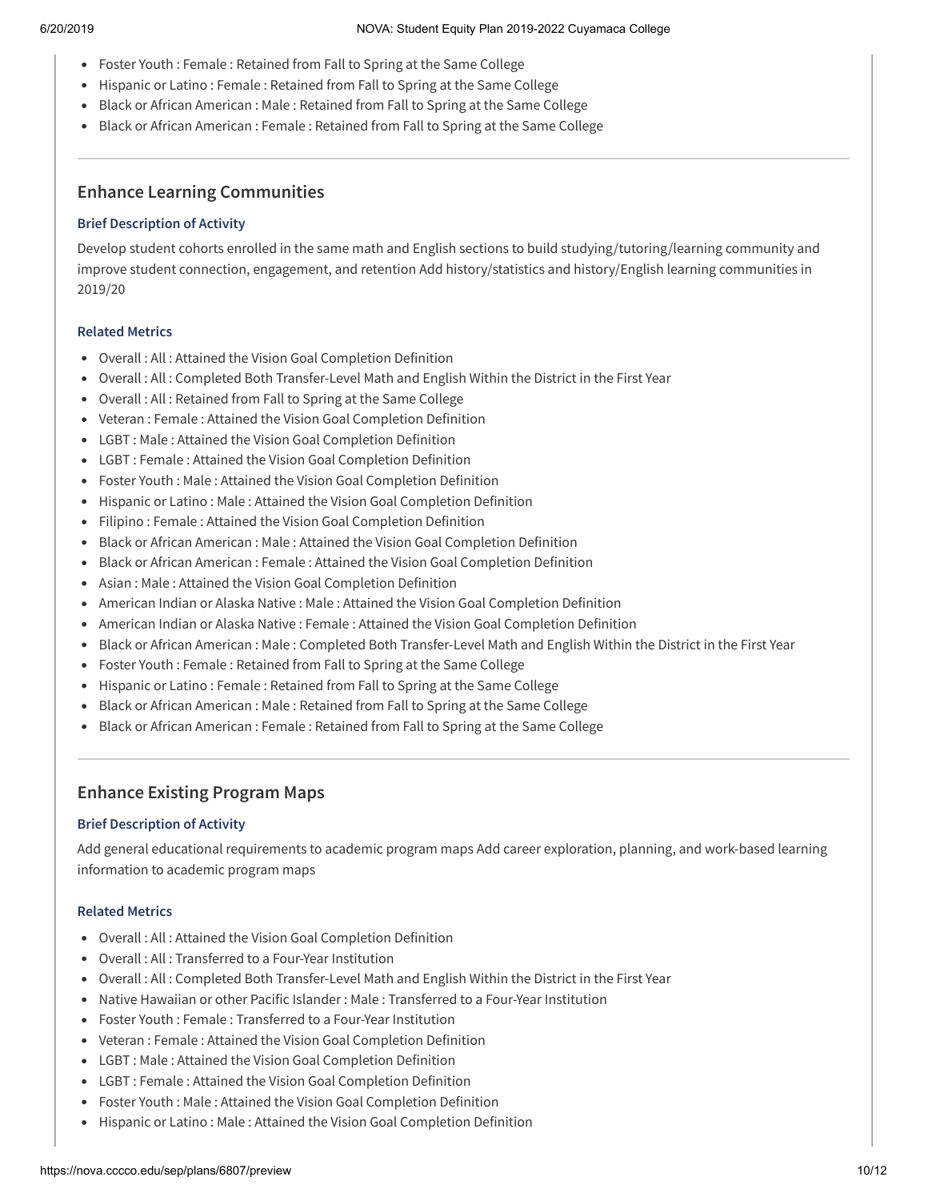- Foster Youth : Female : Retained from Fall to Spring at the Same College
- Hispanic or Latino : Female : Retained from Fall to Spring at the Same College
- Black or African American : Male : Retained from Fall to Spring at the Same College
- Black or African American : Female : Retained from Fall to Spring at the Same College

## Enhance Learning Communities

### Brief Description of Activity

Develop student cohorts enrolled in the same math and English sections to build studying/tutoring/learning community and improve student connection, engagement, and retention Add history/statistics and history/English learning communities in 2019/20

### Related Metrics

- Overall : All : Attained the Vision Goal Completion Definition
- Overall : All : Completed Both Transfer-Level Math and English Within the District in the First Year
- Overall : All : Retained from Fall to Spring at the Same College
- Veteran : Female : Attained the Vision Goal Completion Definition
- LGBT : Male : Attained the Vision Goal Completion Definition
- LGBT : Female : Attained the Vision Goal Completion Definition
- Foster Youth : Male : Attained the Vision Goal Completion Definition
- Hispanic or Latino : Male : Attained the Vision Goal Completion Definition
- Filipino : Female : Attained the Vision Goal Completion Definition
- Black or African American : Male : Attained the Vision Goal Completion Definition
- Black or African American : Female : Attained the Vision Goal Completion Definition
- Asian : Male : Attained the Vision Goal Completion Definition
- American Indian or Alaska Native : Male : Attained the Vision Goal Completion Definition
- American Indian or Alaska Native : Female : Attained the Vision Goal Completion Definition
- Black or African American : Male : Completed Both Transfer-Level Math and English Within the District in the First Year
- Foster Youth : Female : Retained from Fall to Spring at the Same College
- Hispanic or Latino : Female : Retained from Fall to Spring at the Same College
- Black or African American : Male : Retained from Fall to Spring at the Same College
- Black or African American : Female : Retained from Fall to Spring at the Same College

## Enhance Existing Program Maps

### Brief Description of Activity

Add general educational requirements to academic program maps Add career exploration, planning, and work-based learning information to academic program maps

### Related Metrics

- Overall : All : Attained the Vision Goal Completion Definition
- Overall : All : Transferred to a Four-Year Institution
- Overall : All : Completed Both Transfer-Level Math and English Within the District in the First Year
- Native Hawaiian or other Pacific Islander : Male : Transferred to a Four-Year Institution
- Foster Youth : Female : Transferred to a Four-Year Institution
- Veteran : Female : Attained the Vision Goal Completion Definition
- LGBT : Male : Attained the Vision Goal Completion Definition
- LGBT : Female : Attained the Vision Goal Completion Definition
- Foster Youth : Male : Attained the Vision Goal Completion Definition
- Hispanic or Latino : Male : Attained the Vision Goal Completion Definition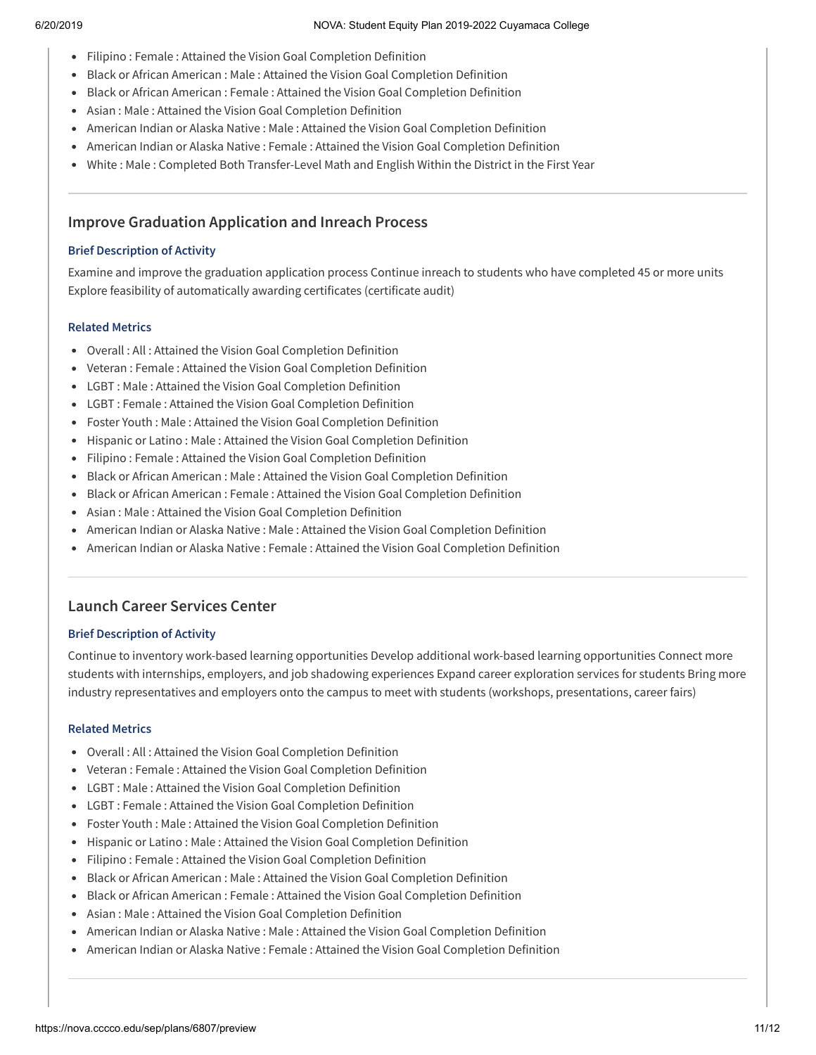- Filipino : Female : Attained the Vision Goal Completion Definition
- Black or African American : Male : Attained the Vision Goal Completion Definition
- Black or African American : Female : Attained the Vision Goal Completion Definition
- Asian : Male : Attained the Vision Goal Completion Definition
- American Indian or Alaska Native : Male : Attained the Vision Goal Completion Definition
- American Indian or Alaska Native : Female : Attained the Vision Goal Completion Definition
- White : Male : Completed Both Transfer-Level Math and English Within the District in the First Year

## Improve Graduation Application and Inreach Process

#### Brief Description of Activity

Examine and improve the graduation application process Continue inreach to students who have completed 45 or more units Explore feasibility of automatically awarding certificates (certificate audit)

#### Related Metrics

- Overall : All : Attained the Vision Goal Completion Definition
- Veteran : Female : Attained the Vision Goal Completion Definition
- LGBT : Male : Attained the Vision Goal Completion Definition
- LGBT : Female : Attained the Vision Goal Completion Definition
- Foster Youth : Male : Attained the Vision Goal Completion Definition
- Hispanic or Latino : Male : Attained the Vision Goal Completion Definition
- Filipino : Female : Attained the Vision Goal Completion Definition
- Black or African American : Male : Attained the Vision Goal Completion Definition
- Black or African American : Female : Attained the Vision Goal Completion Definition
- Asian : Male : Attained the Vision Goal Completion Definition
- American Indian or Alaska Native : Male : Attained the Vision Goal Completion Definition
- American Indian or Alaska Native : Female : Attained the Vision Goal Completion Definition

## Launch Career Services Center

#### Brief Description of Activity

Continue to inventory work-based learning opportunities Develop additional work-based learning opportunities Connect more students with internships, employers, and job shadowing experiences Expand career exploration services for students Bring more industry representatives and employers onto the campus to meet with students (workshops, presentations, career fairs)

#### Related Metrics

- Overall : All : Attained the Vision Goal Completion Definition
- Veteran : Female : Attained the Vision Goal Completion Definition
- LGBT : Male : Attained the Vision Goal Completion Definition
- LGBT : Female : Attained the Vision Goal Completion Definition
- Foster Youth : Male : Attained the Vision Goal Completion Definition
- Hispanic or Latino : Male : Attained the Vision Goal Completion Definition
- Filipino : Female : Attained the Vision Goal Completion Definition
- Black or African American : Male : Attained the Vision Goal Completion Definition
- Black or African American : Female : Attained the Vision Goal Completion Definition
- Asian : Male : Attained the Vision Goal Completion Definition
- American Indian or Alaska Native : Male : Attained the Vision Goal Completion Definition
- American Indian or Alaska Native : Female : Attained the Vision Goal Completion Definition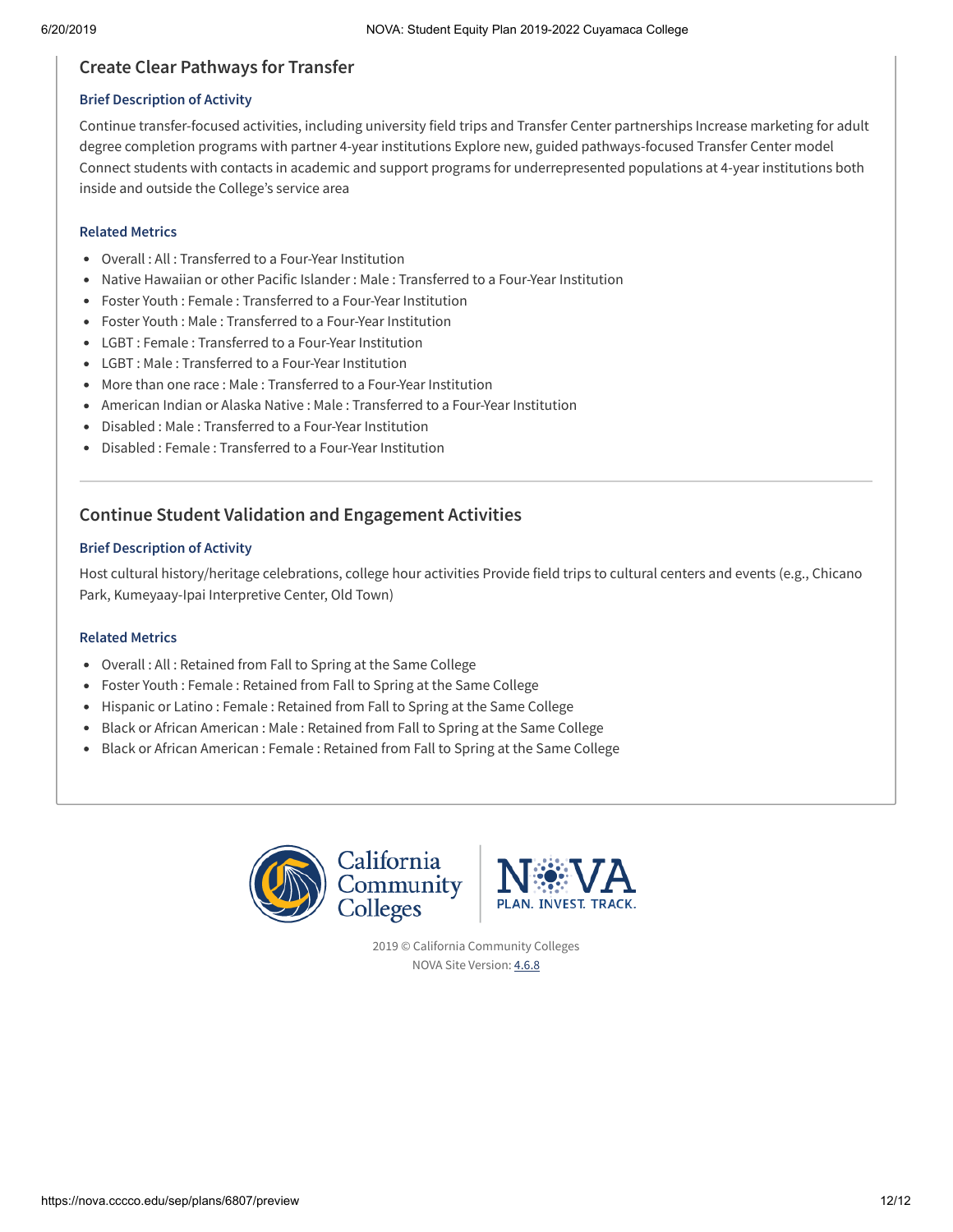## Create Clear Pathways for Transfer

### Brief Description of Activity

Continue transfer-focused activities, including university field trips and Transfer Center partnerships Increase marketing for adult degree completion programs with partner 4-year institutions Explore new, guided pathways-focused Transfer Center model Connect students with contacts in academic and support programs for underrepresented populations at 4-year institutions both inside and outside the College's service area

### Related Metrics

- Overall : All : Transferred to a Four-Year Institution
- Native Hawaiian or other Pacific Islander : Male : Transferred to a Four-Year Institution
- Foster Youth : Female : Transferred to a Four-Year Institution
- Foster Youth : Male : Transferred to a Four-Year Institution
- LGBT : Female : Transferred to a Four-Year Institution
- LGBT : Male : Transferred to a Four-Year Institution
- More than one race : Male : Transferred to a Four-Year Institution
- American Indian or Alaska Native : Male : Transferred to a Four-Year Institution
- Disabled : Male : Transferred to a Four-Year Institution
- Disabled : Female : Transferred to a Four-Year Institution

## Continue Student Validation and Engagement Activities

### Brief Description of Activity

Host cultural history/heritage celebrations, college hour activities Provide field trips to cultural centers and events (e.g., Chicano Park, Kumeyaay-Ipai Interpretive Center, Old Town)

### Related Metrics

- Overall : All : Retained from Fall to Spring at the Same College
- Foster Youth : Female : Retained from Fall to Spring at the Same College
- Hispanic or Latino : Female : Retained from Fall to Spring at the Same College
- Black or African American : Male : Retained from Fall to Spring at the Same College
- Black or African American : Female : Retained from Fall to Spring at the Same College

California Community Colleges

NOVA PLAN. INVEST. TRACK.

2019 © California Community Colleges
NOVA Site Version: 4.6.8